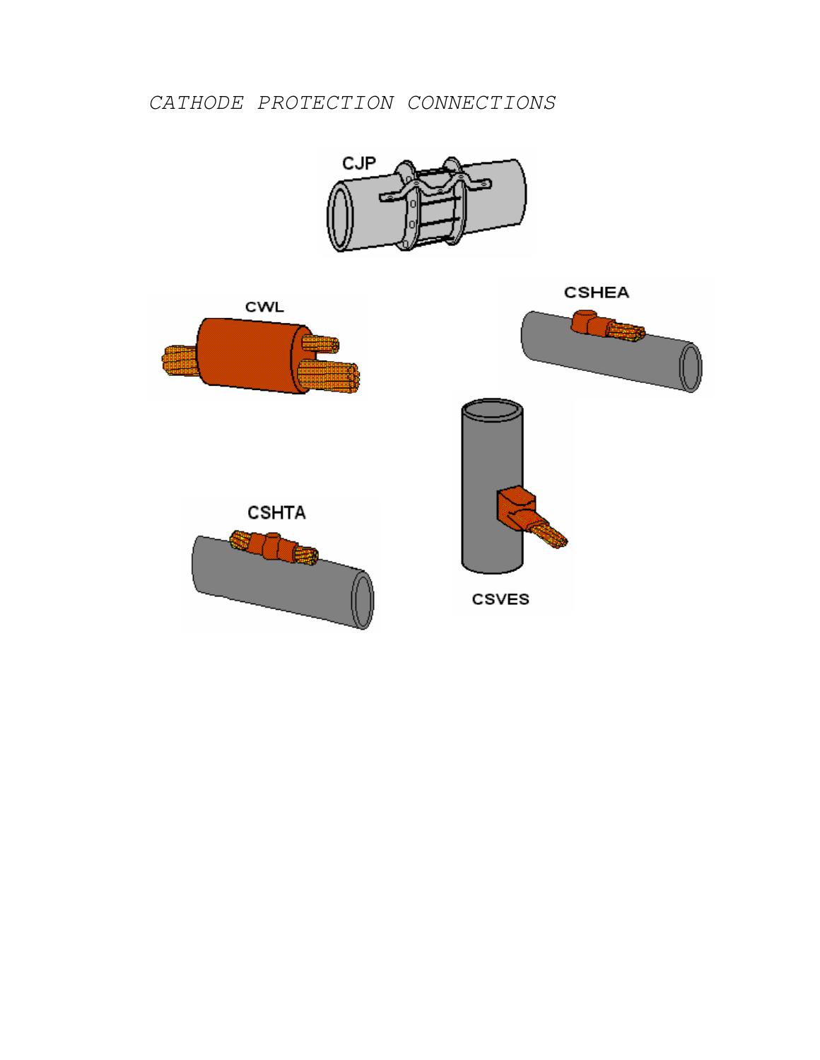# CATHODE PROTECTION CONNECTIONS

CJP

CWL

CSHEA

CSHTA

CSVES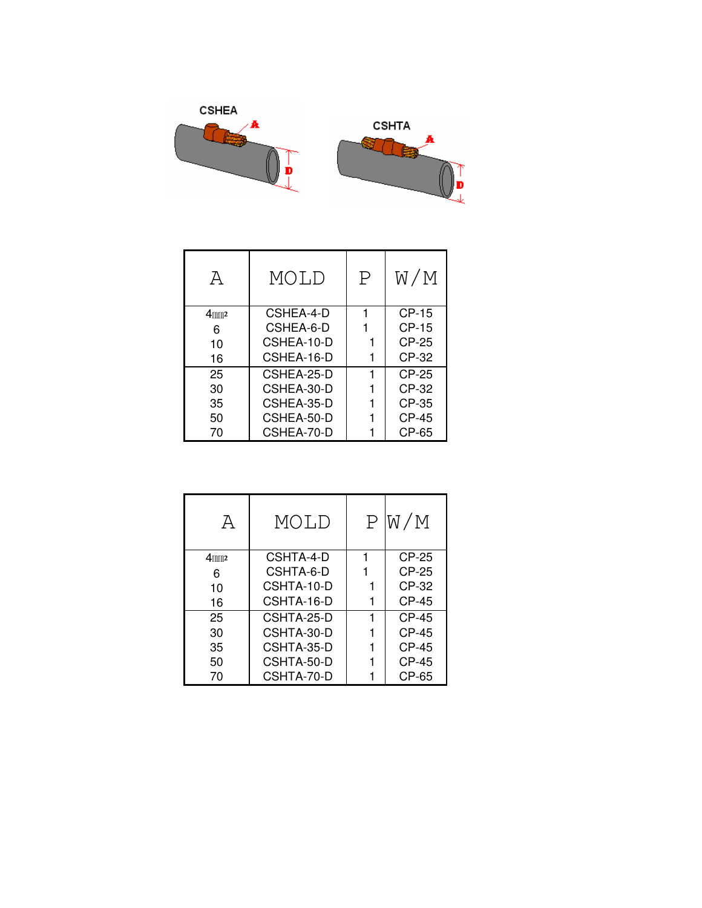CSHEA

CSHTA

| A | MOLD | P | W/M |
|---|---|---|---|
| 4㎟ | CSHEA-4-D | 1 | CP-15 |
| 6 | CSHEA-6-D | 1 | CP-15 |
| 10 | CSHEA-10-D | 1 | CP-25 |
| 16 | CSHEA-16-D | 1 | CP-32 |
| 25 | CSHEA-25-D | 1 | CP-25 |
| 30 | CSHEA-30-D | 1 | CP-32 |
| 35 | CSHEA-35-D | 1 | CP-35 |
| 50 | CSHEA-50-D | 1 | CP-45 |
| 70 | CSHEA-70-D | 1 | CP-65 |

| A | MOLD | P | W/M |
|---|---|---|---|
| 4㎟ | CSHTA-4-D | 1 | CP-25 |
| 6 | CSHTA-6-D | 1 | CP-25 |
| 10 | CSHTA-10-D | 1 | CP-32 |
| 16 | CSHTA-16-D | 1 | CP-45 |
| 25 | CSHTA-25-D | 1 | CP-45 |
| 30 | CSHTA-30-D | 1 | CP-45 |
| 35 | CSHTA-35-D | 1 | CP-45 |
| 50 | CSHTA-50-D | 1 | CP-45 |
| 70 | CSHTA-70-D | 1 | CP-65 |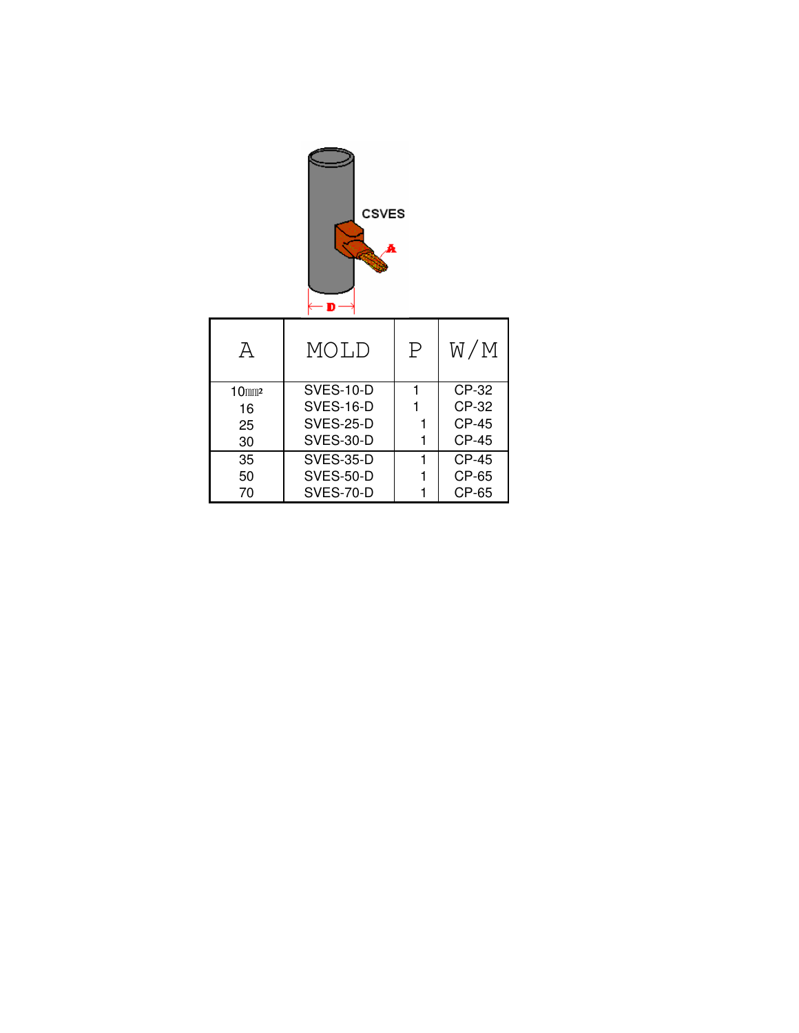CSVES

| A | MOLD | P | W/M |
| --- | --- | --- | --- |
| 10㎟ | SVES-10-D | 1 | CP-32 |
| 16 | SVES-16-D | 1 | CP-32 |
| 25 | SVES-25-D | 1 | CP-45 |
| 30 | SVES-30-D | 1 | CP-45 |
| 35 | SVES-35-D | 1 | CP-45 |
| 50 | SVES-50-D | 1 | CP-65 |
| 70 | SVES-70-D | 1 | CP-65 |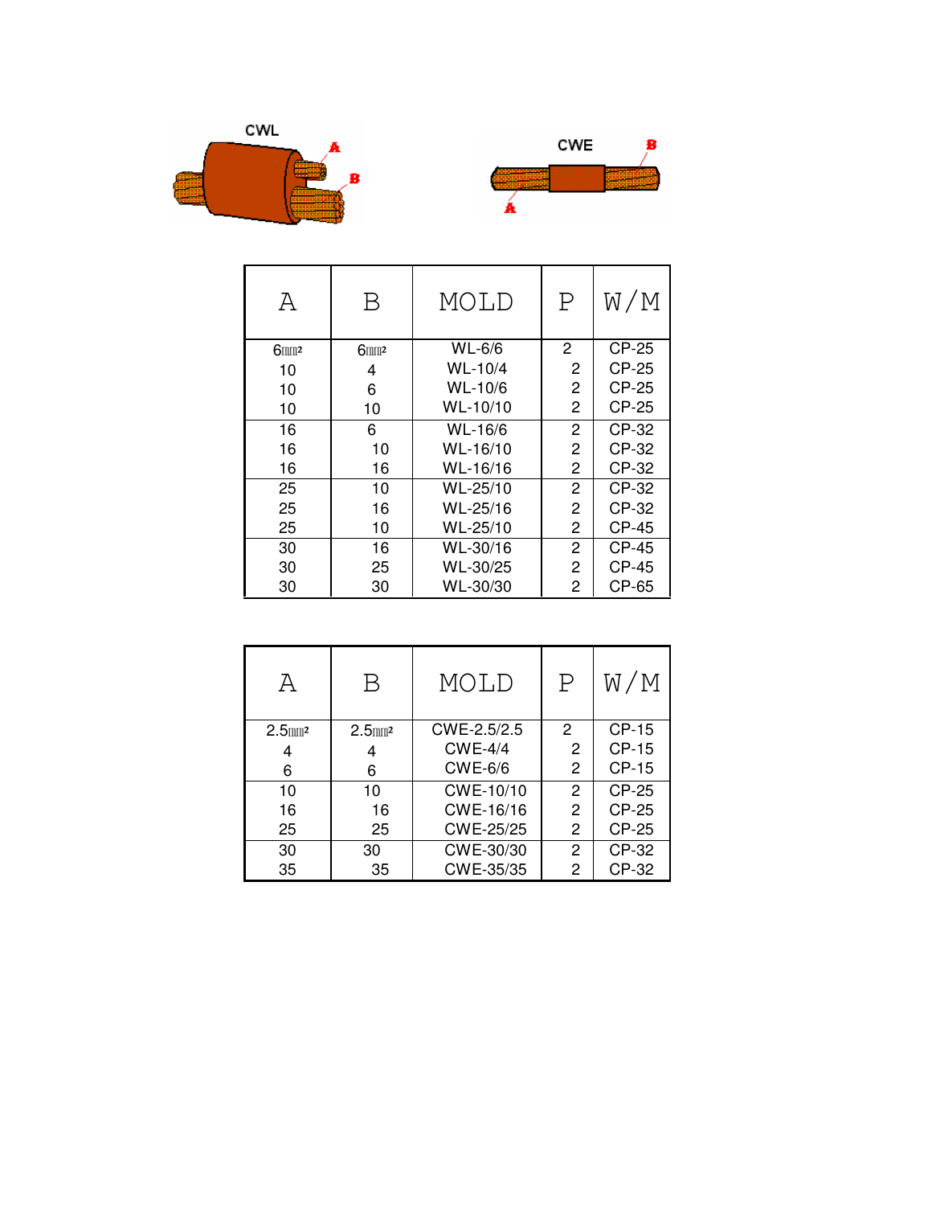CWL

A

B

CWE

B

A

| A | B | MOLD | P | W/M |
|---|---|---|---|---|
| 6㎟ | 6㎟ | WL-6/6 | 2 | CP-25 |
| 10 | 4 | WL-10/4 | 2 | CP-25 |
| 10 | 6 | WL-10/6 | 2 | CP-25 |
| 10 | 10 | WL-10/10 | 2 | CP-25 |
| 16 | 6 | WL-16/6 | 2 | CP-32 |
| 16 | 10 | WL-16/10 | 2 | CP-32 |
| 16 | 16 | WL-16/16 | 2 | CP-32 |
| 25 | 10 | WL-25/10 | 2 | CP-32 |
| 25 | 16 | WL-25/16 | 2 | CP-32 |
| 25 | 10 | WL-25/10 | 2 | CP-45 |
| 30 | 16 | WL-30/16 | 2 | CP-45 |
| 30 | 25 | WL-30/25 | 2 | CP-45 |
| 30 | 30 | WL-30/30 | 2 | CP-65 |

| A | B | MOLD | P | W/M |
|---|---|---|---|---|
| 2.5㎟ | 2.5㎟ | CWE-2.5/2.5 | 2 | CP-15 |
| 4 | 4 | CWE-4/4 | 2 | CP-15 |
| 6 | 6 | CWE-6/6 | 2 | CP-15 |
| 10 | 10 | CWE-10/10 | 2 | CP-25 |
| 16 | 16 | CWE-16/16 | 2 | CP-25 |
| 25 | 25 | CWE-25/25 | 2 | CP-25 |
| 30 | 30 | CWE-30/30 | 2 | CP-32 |
| 35 | 35 | CWE-35/35 | 2 | CP-32 |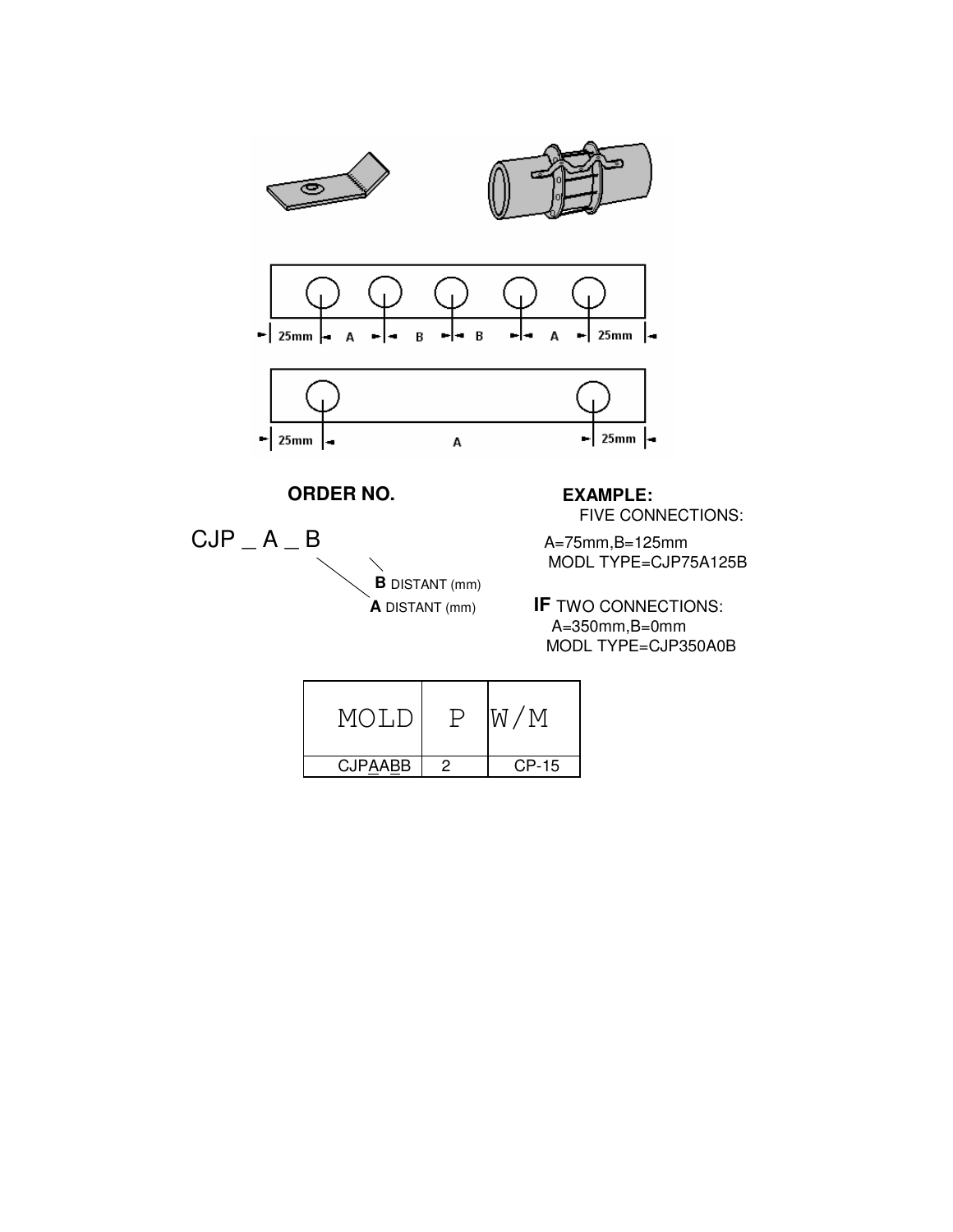25mm A B B A 25mm

25mm A 25mm

**ORDER NO.**

CJP _ A _ B

**B** DISTANT (mm)
**A** DISTANT (mm)

**EXAMPLE:**
FIVE CONNECTIONS:

A=75mm,B=125mm
MODL TYPE=CJP75A125B

**IF** TWO CONNECTIONS:
A=350mm,B=0mm
MODL TYPE=CJP350A0B

| MOLD | P | W/M |
|---|---|---|
| CJPAABB | 2 | CP-15 |